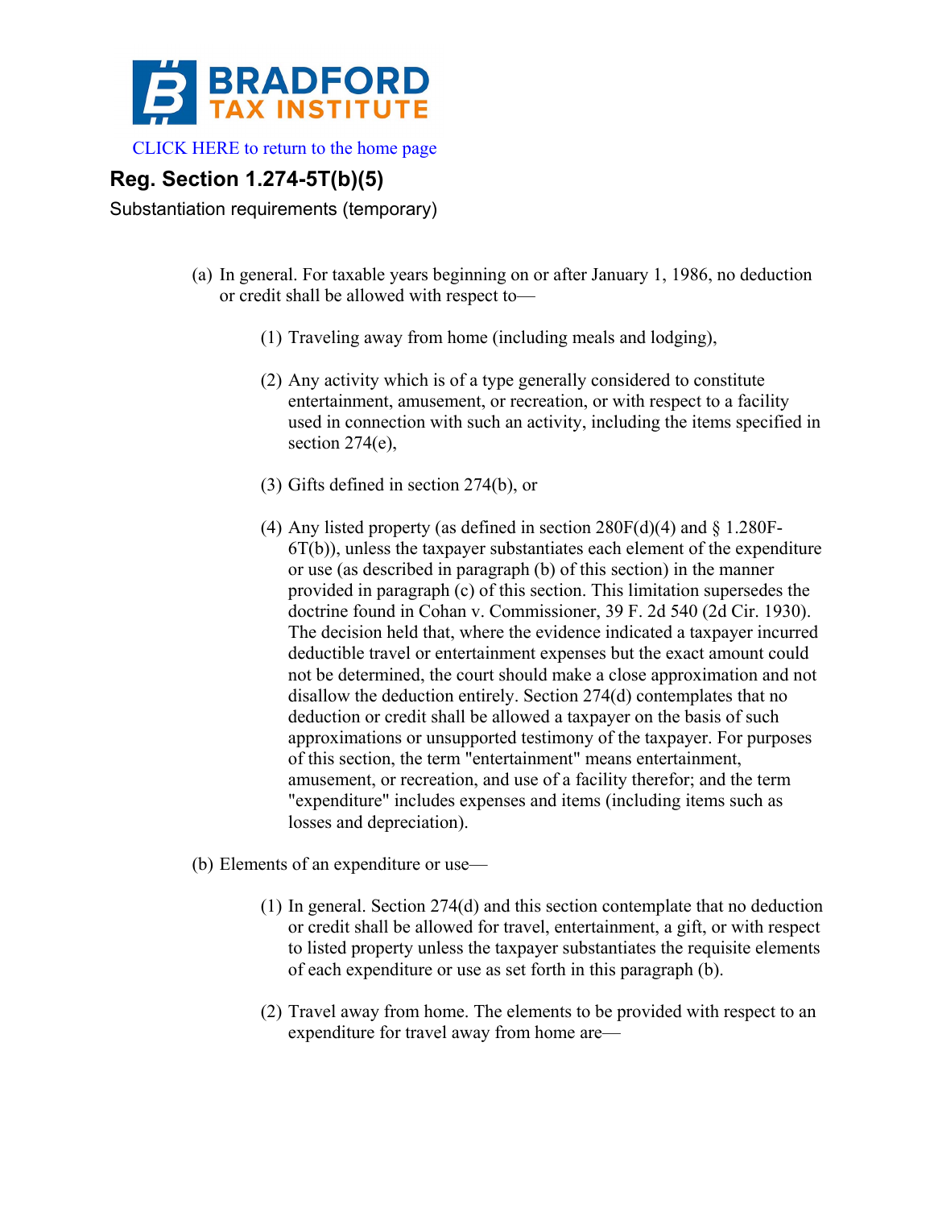BRADFORD TAX INSTITUTE

CLICK HERE to return to the home page

## Reg. Section 1.274-5T(b)(5)

Substantiation requirements (temporary)

(a) In general. For taxable years beginning on or after January 1, 1986, no deduction or credit shall be allowed with respect to—

(1) Traveling away from home (including meals and lodging),

(2) Any activity which is of a type generally considered to constitute entertainment, amusement, or recreation, or with respect to a facility used in connection with such an activity, including the items specified in section 274(e),

(3) Gifts defined in section 274(b), or

(4) Any listed property (as defined in section 280F(d)(4) and § 1.280F-6T(b)), unless the taxpayer substantiates each element of the expenditure or use (as described in paragraph (b) of this section) in the manner provided in paragraph (c) of this section. This limitation supersedes the doctrine found in Cohan v. Commissioner, 39 F. 2d 540 (2d Cir. 1930). The decision held that, where the evidence indicated a taxpayer incurred deductible travel or entertainment expenses but the exact amount could not be determined, the court should make a close approximation and not disallow the deduction entirely. Section 274(d) contemplates that no deduction or credit shall be allowed a taxpayer on the basis of such approximations or unsupported testimony of the taxpayer. For purposes of this section, the term "entertainment" means entertainment, amusement, or recreation, and use of a facility therefor; and the term "expenditure" includes expenses and items (including items such as losses and depreciation).

(b) Elements of an expenditure or use—

(1) In general. Section 274(d) and this section contemplate that no deduction or credit shall be allowed for travel, entertainment, a gift, or with respect to listed property unless the taxpayer substantiates the requisite elements of each expenditure or use as set forth in this paragraph (b).

(2) Travel away from home. The elements to be provided with respect to an expenditure for travel away from home are—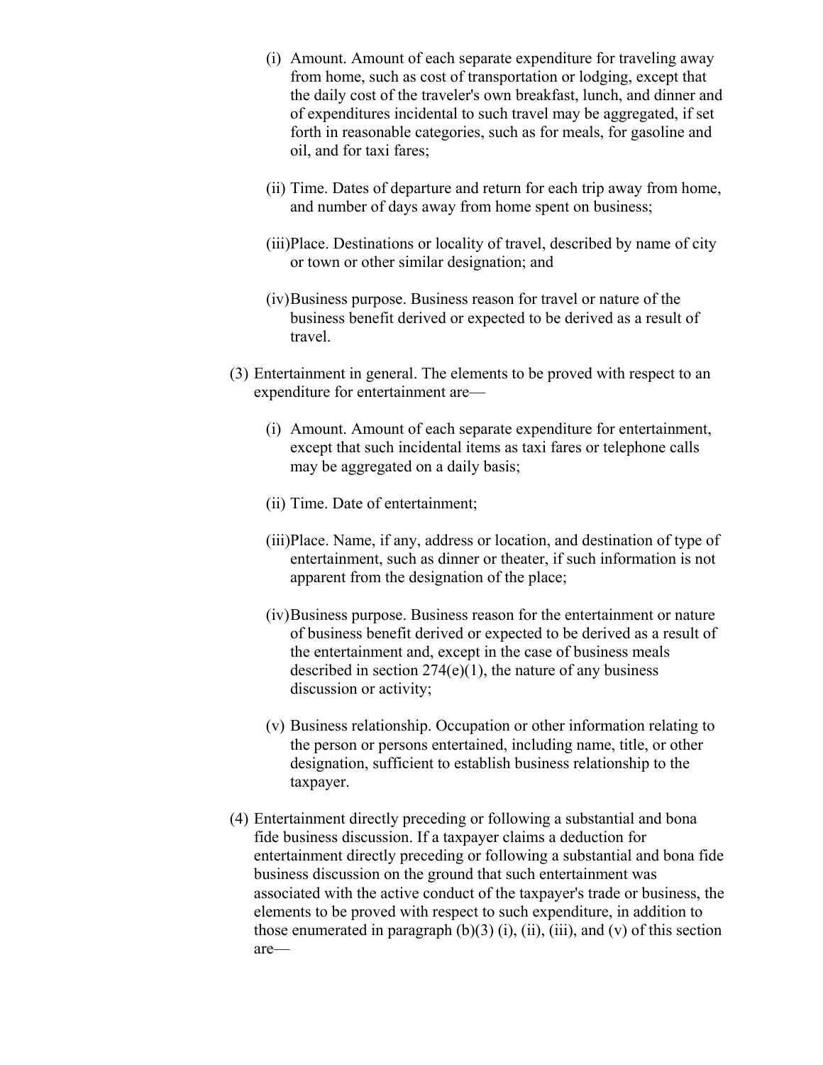(i) Amount. Amount of each separate expenditure for traveling away from home, such as cost of transportation or lodging, except that the daily cost of the traveler's own breakfast, lunch, and dinner and of expenditures incidental to such travel may be aggregated, if set forth in reasonable categories, such as for meals, for gasoline and oil, and for taxi fares;

(ii) Time. Dates of departure and return for each trip away from home, and number of days away from home spent on business;

(iii) Place. Destinations or locality of travel, described by name of city or town or other similar designation; and

(iv) Business purpose. Business reason for travel or nature of the business benefit derived or expected to be derived as a result of travel.

(3) Entertainment in general. The elements to be proved with respect to an expenditure for entertainment are—

(i) Amount. Amount of each separate expenditure for entertainment, except that such incidental items as taxi fares or telephone calls may be aggregated on a daily basis;

(ii) Time. Date of entertainment;

(iii) Place. Name, if any, address or location, and destination of type of entertainment, such as dinner or theater, if such information is not apparent from the designation of the place;

(iv) Business purpose. Business reason for the entertainment or nature of business benefit derived or expected to be derived as a result of the entertainment and, except in the case of business meals described in section 274(e)(1), the nature of any business discussion or activity;

(v) Business relationship. Occupation or other information relating to the person or persons entertained, including name, title, or other designation, sufficient to establish business relationship to the taxpayer.

(4) Entertainment directly preceding or following a substantial and bona fide business discussion. If a taxpayer claims a deduction for entertainment directly preceding or following a substantial and bona fide business discussion on the ground that such entertainment was associated with the active conduct of the taxpayer's trade or business, the elements to be proved with respect to such expenditure, in addition to those enumerated in paragraph (b)(3) (i), (ii), (iii), and (v) of this section are—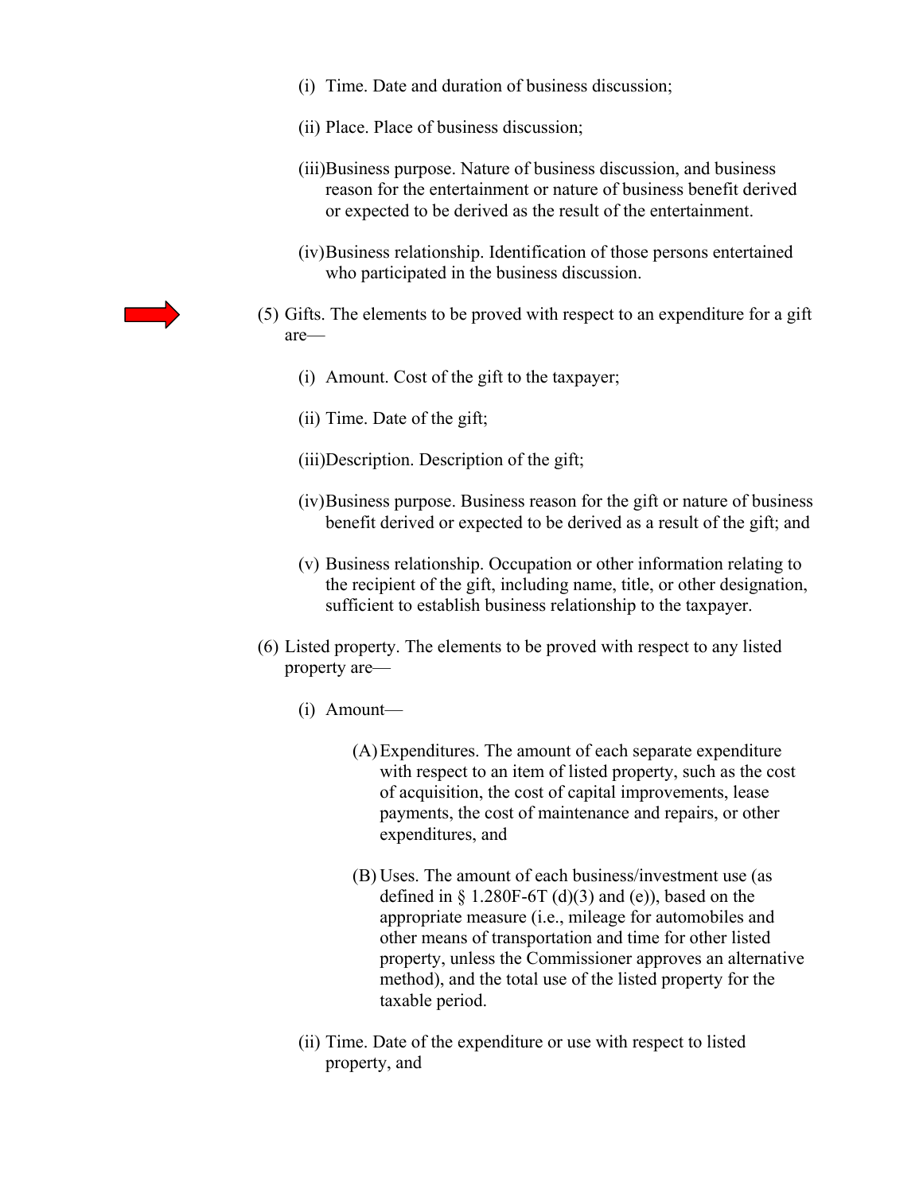(i) Time. Date and duration of business discussion;

(ii) Place. Place of business discussion;

(iii) Business purpose. Nature of business discussion, and business reason for the entertainment or nature of business benefit derived or expected to be derived as the result of the entertainment.

(iv) Business relationship. Identification of those persons entertained who participated in the business discussion.

(5) Gifts. The elements to be proved with respect to an expenditure for a gift are—

(i) Amount. Cost of the gift to the taxpayer;

(ii) Time. Date of the gift;

(iii) Description. Description of the gift;

(iv) Business purpose. Business reason for the gift or nature of business benefit derived or expected to be derived as a result of the gift; and

(v) Business relationship. Occupation or other information relating to the recipient of the gift, including name, title, or other designation, sufficient to establish business relationship to the taxpayer.

(6) Listed property. The elements to be proved with respect to any listed property are—

(i) Amount—

(A) Expenditures. The amount of each separate expenditure with respect to an item of listed property, such as the cost of acquisition, the cost of capital improvements, lease payments, the cost of maintenance and repairs, or other expenditures, and

(B) Uses. The amount of each business/investment use (as defined in § 1.280F-6T (d)(3) and (e)), based on the appropriate measure (i.e., mileage for automobiles and other means of transportation and time for other listed property, unless the Commissioner approves an alternative method), and the total use of the listed property for the taxable period.

(ii) Time. Date of the expenditure or use with respect to listed property, and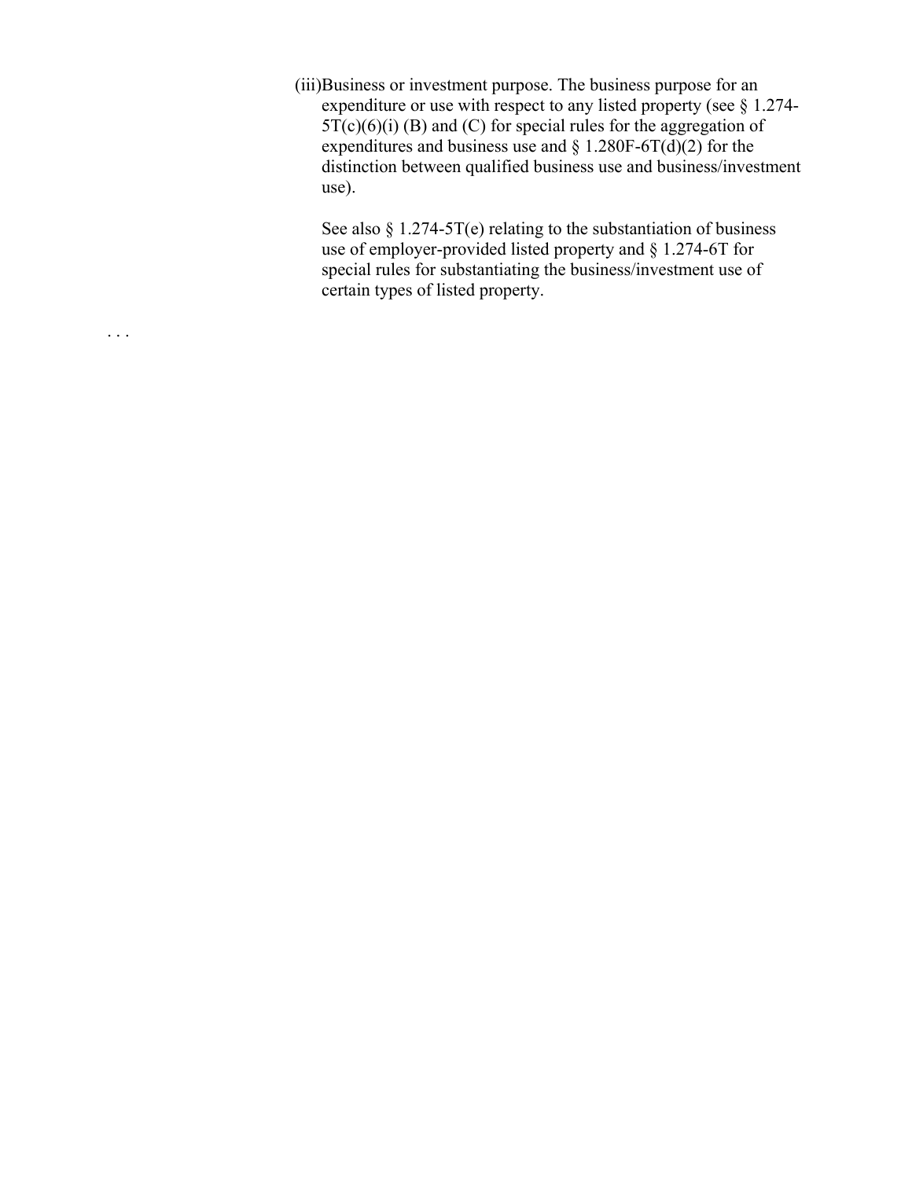(iii) Business or investment purpose. The business purpose for an expenditure or use with respect to any listed property (see § 1.274-5T(c)(6)(i) (B) and (C) for special rules for the aggregation of expenditures and business use and § 1.280F-6T(d)(2) for the distinction between qualified business use and business/investment use).

See also § 1.274-5T(e) relating to the substantiation of business use of employer-provided listed property and § 1.274-6T for special rules for substantiating the business/investment use of certain types of listed property.

. . .